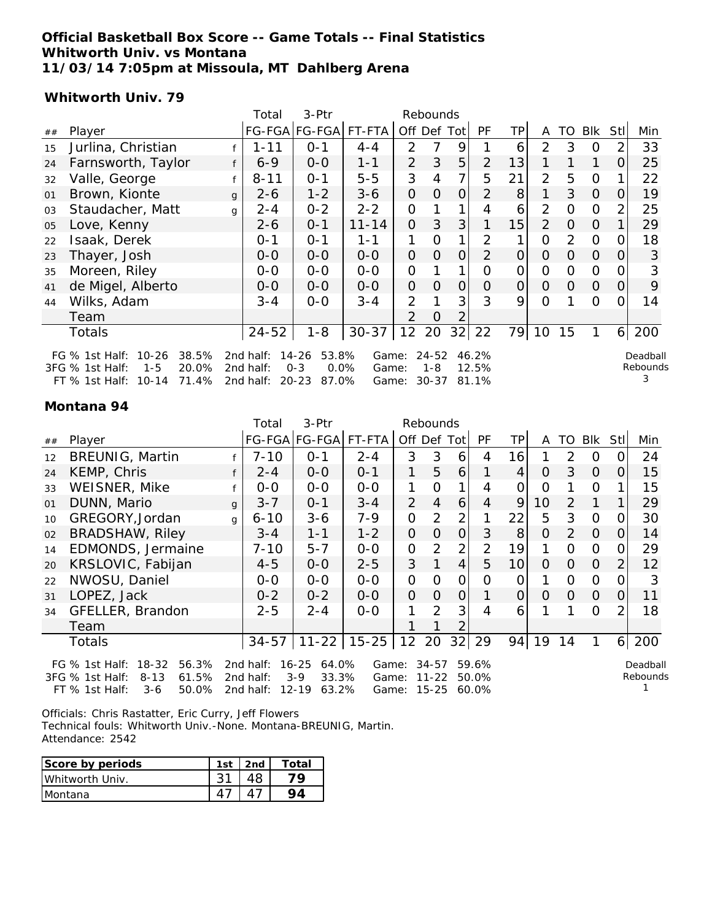**Official Basketball Box Score -- Game Totals -- Final Statistics**
**Whitworth Univ. vs Montana**
**11/03/14 7:05pm at Missoula, MT Dahlberg Arena**

### Whitworth Univ. 79

| ## | Player | | Total FG-FGA | 3-Ptr FG-FGA | FT-FTA | Rebounds Off | Def | Tot | PF | TP | A | TO | Blk | Stl | Min |
|---|---|---|---|---|---|---|---|---|---|---|---|---|---|---|---|
| 15 | Jurlina, Christian | f | 1-11 | 0-1 | 4-4 | 2 | 7 | 9 | 1 | 6 | 2 | 3 | 0 | 2 | 33 |
| 24 | Farnsworth, Taylor | f | 6-9 | 0-0 | 1-1 | 2 | 3 | 5 | 2 | 13 | 1 | 1 | 1 | 0 | 25 |
| 32 | Valle, George | f | 8-11 | 0-1 | 5-5 | 3 | 4 | 7 | 5 | 21 | 2 | 5 | 0 | 1 | 22 |
| 01 | Brown, Kionte | g | 2-6 | 1-2 | 3-6 | 0 | 0 | 0 | 2 | 8 | 1 | 3 | 0 | 0 | 19 |
| 03 | Staudacher, Matt | g | 2-4 | 0-2 | 2-2 | 0 | 1 | 1 | 4 | 6 | 2 | 0 | 0 | 2 | 25 |
| 05 | Love, Kenny | | 2-6 | 0-1 | 11-14 | 0 | 3 | 3 | 1 | 15 | 2 | 0 | 0 | 1 | 29 |
| 22 | Isaak, Derek | | 0-1 | 0-1 | 1-1 | 1 | 0 | 1 | 2 | 1 | 0 | 2 | 0 | 0 | 18 |
| 23 | Thayer, Josh | | 0-0 | 0-0 | 0-0 | 0 | 0 | 0 | 2 | 0 | 0 | 0 | 0 | 0 | 3 |
| 35 | Moreen, Riley | | 0-0 | 0-0 | 0-0 | 0 | 1 | 1 | 0 | 0 | 0 | 0 | 0 | 0 | 3 |
| 41 | de Migel, Alberto | | 0-0 | 0-0 | 0-0 | 0 | 0 | 0 | 0 | 0 | 0 | 0 | 0 | 0 | 9 |
| 44 | Wilks, Adam | | 3-4 | 0-0 | 3-4 | 2 | 1 | 3 | 3 | 9 | 0 | 1 | 0 | 0 | 14 |
| | Team | | | | | 2 | 0 | 2 | | | | | | | |
| | Totals | | 24-52 | 1-8 | 30-37 | 12 | 20 | 32 | 22 | 79 | 10 | 15 | 1 | 6 | 200 |

FG % 1st Half: 10-26 38.5% 2nd half: 14-26 53.8% Game: 24-52 46.2%
3FG % 1st Half: 1-5 20.0% 2nd half: 0-3 0.0% Game: 1-8 12.5%
FT % 1st Half: 10-14 71.4% 2nd half: 20-23 87.0% Game: 30-37 81.1%

Deadball Rebounds 3

### Montana 94

| ## | Player | | Total FG-FGA | 3-Ptr FG-FGA | FT-FTA | Rebounds Off | Def | Tot | PF | TP | A | TO | Blk | Stl | Min |
|---|---|---|---|---|---|---|---|---|---|---|---|---|---|---|---|
| 12 | BREUNIG, Martin | f | 7-10 | 0-1 | 2-4 | 3 | 3 | 6 | 4 | 16 | 1 | 2 | 0 | 0 | 24 |
| 24 | KEMP, Chris | f | 2-4 | 0-0 | 0-1 | 1 | 5 | 6 | 1 | 4 | 0 | 3 | 0 | 0 | 15 |
| 33 | WEISNER, Mike | f | 0-0 | 0-0 | 0-0 | 1 | 0 | 1 | 4 | 0 | 0 | 1 | 0 | 1 | 15 |
| 01 | DUNN, Mario | g | 3-7 | 0-1 | 3-4 | 2 | 4 | 6 | 4 | 9 | 10 | 2 | 1 | 1 | 29 |
| 10 | GREGORY,Jordan | g | 6-10 | 3-6 | 7-9 | 0 | 2 | 2 | 1 | 22 | 5 | 3 | 0 | 0 | 30 |
| 02 | BRADSHAW, Riley | | 3-4 | 1-1 | 1-2 | 0 | 0 | 0 | 3 | 8 | 0 | 2 | 0 | 0 | 14 |
| 14 | EDMONDS, Jermaine | | 7-10 | 5-7 | 0-0 | 0 | 2 | 2 | 2 | 19 | 1 | 0 | 0 | 0 | 29 |
| 20 | KRSLOVIC, Fabijan | | 4-5 | 0-0 | 2-5 | 3 | 1 | 4 | 5 | 10 | 0 | 0 | 0 | 2 | 12 |
| 22 | NWOSU, Daniel | | 0-0 | 0-0 | 0-0 | 0 | 0 | 0 | 0 | 0 | 1 | 0 | 0 | 0 | 3 |
| 31 | LOPEZ, Jack | | 0-2 | 0-2 | 0-0 | 0 | 0 | 0 | 1 | 0 | 0 | 0 | 0 | 0 | 11 |
| 34 | GFELLER, Brandon | | 2-5 | 2-4 | 0-0 | 1 | 2 | 3 | 4 | 6 | 1 | 1 | 0 | 2 | 18 |
| | Team | | | | | 1 | 1 | 2 | | | | | | | |
| | Totals | | 34-57 | 11-22 | 15-25 | 12 | 20 | 32 | 29 | 94 | 19 | 14 | 1 | 6 | 200 |

FG % 1st Half: 18-32 56.3% 2nd half: 16-25 64.0% Game: 34-57 59.6%
3FG % 1st Half: 8-13 61.5% 2nd half: 3-9 33.3% Game: 11-22 50.0%
FT % 1st Half: 3-6 50.0% 2nd half: 12-19 63.2% Game: 15-25 60.0%

Deadball Rebounds 1

Officials: Chris Rastatter, Eric Curry, Jeff Flowers
Technical fouls: Whitworth Univ.-None. Montana-BREUNIG, Martin.
Attendance: 2542

| Score by periods | 1st | 2nd | Total |
|---|---|---|---|
| Whitworth Univ. | 31 | 48 | 79 |
| Montana | 47 | 47 | 94 |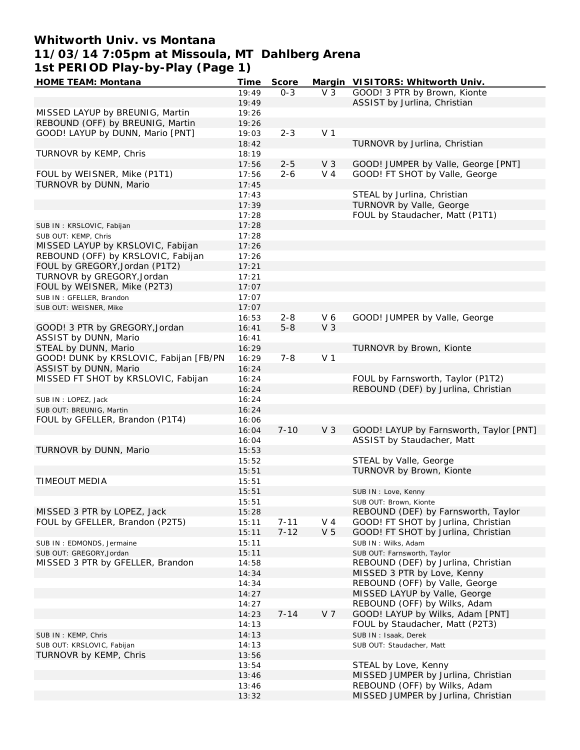# Whitworth Univ. vs Montana
## 11/03/14 7:05pm at Missoula, MT Dahlberg Arena
## 1st PERIOD Play-by-Play (Page 1)

| HOME TEAM: Montana | Time | Score | Margin | VISITORS: Whitworth Univ. |
|---|---|---|---|---|
| | 19:49 | 0-3 | V 3 | GOOD! 3 PTR by Brown, Kionte |
| | 19:49 | | | ASSIST by Jurlina, Christian |
| MISSED LAYUP by BREUNIG, Martin | 19:26 | | | |
| REBOUND (OFF) by BREUNIG, Martin | 19:26 | | | |
| GOOD! LAYUP by DUNN, Mario [PNT] | 19:03 | 2-3 | V 1 | |
| | 18:42 | | | TURNOVR by Jurlina, Christian |
| TURNOVR by KEMP, Chris | 18:19 | | | |
| | 17:56 | 2-5 | V 3 | GOOD! JUMPER by Valle, George [PNT] |
| FOUL by WEISNER, Mike (P1T1) | 17:56 | 2-6 | V 4 | GOOD! FT SHOT by Valle, George |
| TURNOVR by DUNN, Mario | 17:45 | | | |
| | 17:43 | | | STEAL by Jurlina, Christian |
| | 17:39 | | | TURNOVR by Valle, George |
| | 17:28 | | | FOUL by Staudacher, Matt (P1T1) |
| SUB IN : KRSLOVIC, Fabijan | 17:28 | | | |
| SUB OUT: KEMP, Chris | 17:28 | | | |
| MISSED LAYUP by KRSLOVIC, Fabijan | 17:26 | | | |
| REBOUND (OFF) by KRSLOVIC, Fabijan | 17:26 | | | |
| FOUL by GREGORY,Jordan (P1T2) | 17:21 | | | |
| TURNOVR by GREGORY,Jordan | 17:21 | | | |
| FOUL by WEISNER, Mike (P2T3) | 17:07 | | | |
| SUB IN : GFELLER, Brandon | 17:07 | | | |
| SUB OUT: WEISNER, Mike | 17:07 | | | |
| | 16:53 | 2-8 | V 6 | GOOD! JUMPER by Valle, George |
| GOOD! 3 PTR by GREGORY,Jordan | 16:41 | 5-8 | V 3 | |
| ASSIST by DUNN, Mario | 16:41 | | | |
| STEAL by DUNN, Mario | 16:29 | | | TURNOVR by Brown, Kionte |
| GOOD! DUNK by KRSLOVIC, Fabijan [FB/PN | 16:29 | 7-8 | V 1 | |
| ASSIST by DUNN, Mario | 16:24 | | | |
| MISSED FT SHOT by KRSLOVIC, Fabijan | 16:24 | | | FOUL by Farnsworth, Taylor (P1T2) |
| | 16:24 | | | REBOUND (DEF) by Jurlina, Christian |
| SUB IN : LOPEZ, Jack | 16:24 | | | |
| SUB OUT: BREUNIG, Martin | 16:24 | | | |
| FOUL by GFELLER, Brandon (P1T4) | 16:06 | | | |
| | 16:04 | 7-10 | V 3 | GOOD! LAYUP by Farnsworth, Taylor [PNT] |
| | 16:04 | | | ASSIST by Staudacher, Matt |
| TURNOVR by DUNN, Mario | 15:53 | | | |
| | 15:52 | | | STEAL by Valle, George |
| | 15:51 | | | TURNOVR by Brown, Kionte |
| TIMEOUT MEDIA | 15:51 | | | |
| | 15:51 | | | SUB IN : Love, Kenny |
| | 15:51 | | | SUB OUT: Brown, Kionte |
| MISSED 3 PTR by LOPEZ, Jack | 15:28 | | | REBOUND (DEF) by Farnsworth, Taylor |
| FOUL by GFELLER, Brandon (P2T5) | 15:11 | 7-11 | V 4 | GOOD! FT SHOT by Jurlina, Christian |
| | 15:11 | 7-12 | V 5 | GOOD! FT SHOT by Jurlina, Christian |
| SUB IN : EDMONDS, Jermaine | 15:11 | | | SUB IN : Wilks, Adam |
| SUB OUT: GREGORY,Jordan | 15:11 | | | SUB OUT: Farnsworth, Taylor |
| MISSED 3 PTR by GFELLER, Brandon | 14:58 | | | REBOUND (DEF) by Jurlina, Christian |
| | 14:34 | | | MISSED 3 PTR by Love, Kenny |
| | 14:34 | | | REBOUND (OFF) by Valle, George |
| | 14:27 | | | MISSED LAYUP by Valle, George |
| | 14:27 | | | REBOUND (OFF) by Wilks, Adam |
| | 14:23 | 7-14 | V 7 | GOOD! LAYUP by Wilks, Adam [PNT] |
| | 14:13 | | | FOUL by Staudacher, Matt (P2T3) |
| SUB IN : KEMP, Chris | 14:13 | | | SUB IN : Isaak, Derek |
| SUB OUT: KRSLOVIC, Fabijan | 14:13 | | | SUB OUT: Staudacher, Matt |
| TURNOVR by KEMP, Chris | 13:56 | | | |
| | 13:54 | | | STEAL by Love, Kenny |
| | 13:46 | | | MISSED JUMPER by Jurlina, Christian |
| | 13:46 | | | REBOUND (OFF) by Wilks, Adam |
| | 13:32 | | | MISSED JUMPER by Jurlina, Christian |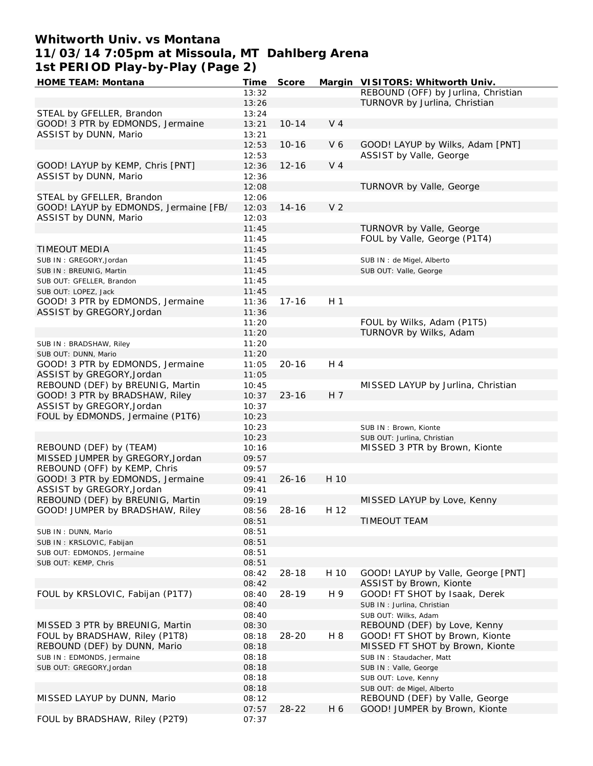# Whitworth Univ. vs Montana
## 11/03/14 7:05pm at Missoula, MT Dahlberg Arena
## 1st PERIOD Play-by-Play (Page 2)

| HOME TEAM: Montana | Time | Score | Margin | VISITORS: Whitworth Univ. |
|---|---|---|---|---|
| | 13:32 | | | REBOUND (OFF) by Jurlina, Christian |
| | 13:26 | | | TURNOVR by Jurlina, Christian |
| STEAL by GFELLER, Brandon | 13:24 | | | |
| GOOD! 3 PTR by EDMONDS, Jermaine | 13:21 | 10-14 | V 4 | |
| ASSIST by DUNN, Mario | 13:21 | | | |
| | 12:53 | 10-16 | V 6 | GOOD! LAYUP by Wilks, Adam [PNT] |
| | 12:53 | | | ASSIST by Valle, George |
| GOOD! LAYUP by KEMP, Chris [PNT] | 12:36 | 12-16 | V 4 | |
| ASSIST by DUNN, Mario | 12:36 | | | |
| | 12:08 | | | TURNOVR by Valle, George |
| STEAL by GFELLER, Brandon | 12:06 | | | |
| GOOD! LAYUP by EDMONDS, Jermaine [FB/ | 12:03 | 14-16 | V 2 | |
| ASSIST by DUNN, Mario | 12:03 | | | |
| | 11:45 | | | TURNOVR by Valle, George |
| | 11:45 | | | FOUL by Valle, George (P1T4) |
| TIMEOUT MEDIA | 11:45 | | | |
| SUB IN : GREGORY,Jordan | 11:45 | | | SUB IN : de Migel, Alberto |
| SUB IN : BREUNIG, Martin | 11:45 | | | SUB OUT: Valle, George |
| SUB OUT: GFELLER, Brandon | 11:45 | | | |
| SUB OUT: LOPEZ, Jack | 11:45 | | | |
| GOOD! 3 PTR by EDMONDS, Jermaine | 11:36 | 17-16 | H 1 | |
| ASSIST by GREGORY,Jordan | 11:36 | | | |
| | 11:20 | | | FOUL by Wilks, Adam (P1T5) |
| | 11:20 | | | TURNOVR by Wilks, Adam |
| SUB IN : BRADSHAW, Riley | 11:20 | | | |
| SUB OUT: DUNN, Mario | 11:20 | | | |
| GOOD! 3 PTR by EDMONDS, Jermaine | 11:05 | 20-16 | H 4 | |
| ASSIST by GREGORY,Jordan | 11:05 | | | |
| REBOUND (DEF) by BREUNIG, Martin | 10:45 | | | MISSED LAYUP by Jurlina, Christian |
| GOOD! 3 PTR by BRADSHAW, Riley | 10:37 | 23-16 | H 7 | |
| ASSIST by GREGORY,Jordan | 10:37 | | | |
| FOUL by EDMONDS, Jermaine (P1T6) | 10:23 | | | |
| | 10:23 | | | SUB IN : Brown, Kionte |
| | 10:23 | | | SUB OUT: Jurlina, Christian |
| REBOUND (DEF) by (TEAM) | 10:16 | | | MISSED 3 PTR by Brown, Kionte |
| MISSED JUMPER by GREGORY,Jordan | 09:57 | | | |
| REBOUND (OFF) by KEMP, Chris | 09:57 | | | |
| GOOD! 3 PTR by EDMONDS, Jermaine | 09:41 | 26-16 | H 10 | |
| ASSIST by GREGORY,Jordan | 09:41 | | | |
| REBOUND (DEF) by BREUNIG, Martin | 09:19 | | | MISSED LAYUP by Love, Kenny |
| GOOD! JUMPER by BRADSHAW, Riley | 08:56 | 28-16 | H 12 | |
| | 08:51 | | | TIMEOUT TEAM |
| SUB IN : DUNN, Mario | 08:51 | | | |
| SUB IN : KRSLOVIC, Fabijan | 08:51 | | | |
| SUB OUT: EDMONDS, Jermaine | 08:51 | | | |
| SUB OUT: KEMP, Chris | 08:51 | | | |
| | 08:42 | 28-18 | H 10 | GOOD! LAYUP by Valle, George [PNT] |
| | 08:42 | | | ASSIST by Brown, Kionte |
| FOUL by KRSLOVIC, Fabijan (P1T7) | 08:40 | 28-19 | H 9 | GOOD! FT SHOT by Isaak, Derek |
| | 08:40 | | | SUB IN : Jurlina, Christian |
| | 08:40 | | | SUB OUT: Wilks, Adam |
| MISSED 3 PTR by BREUNIG, Martin | 08:30 | | | REBOUND (DEF) by Love, Kenny |
| FOUL by BRADSHAW, Riley (P1T8) | 08:18 | 28-20 | H 8 | GOOD! FT SHOT by Brown, Kionte |
| REBOUND (DEF) by DUNN, Mario | 08:18 | | | MISSED FT SHOT by Brown, Kionte |
| SUB IN : EDMONDS, Jermaine | 08:18 | | | SUB IN : Staudacher, Matt |
| SUB OUT: GREGORY,Jordan | 08:18 | | | SUB IN : Valle, George |
| | 08:18 | | | SUB OUT: Love, Kenny |
| | 08:18 | | | SUB OUT: de Migel, Alberto |
| MISSED LAYUP by DUNN, Mario | 08:12 | | | REBOUND (DEF) by Valle, George |
| | 07:57 | 28-22 | H 6 | GOOD! JUMPER by Brown, Kionte |
| FOUL by BRADSHAW, Riley (P2T9) | 07:37 | | | |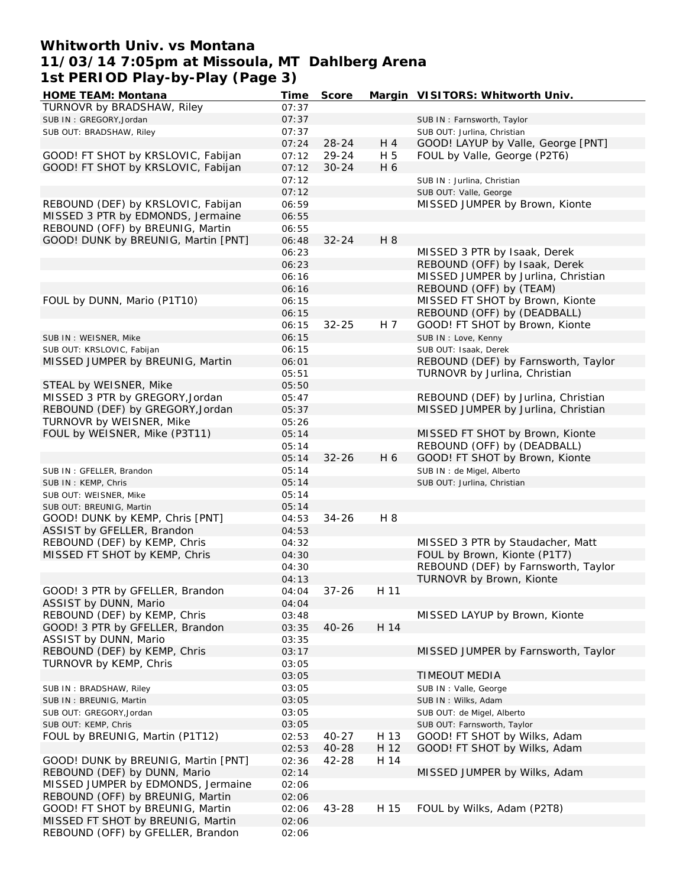# Whitworth Univ. vs Montana
## 11/03/14 7:05pm at Missoula, MT Dahlberg Arena
## 1st PERIOD Play-by-Play (Page 3)

| HOME TEAM: Montana | Time | Score | Margin | VISITORS: Whitworth Univ. |
|---|---|---|---|---|
| TURNOVR by BRADSHAW, Riley | 07:37 | | | |
| SUB IN : GREGORY,Jordan | 07:37 | | | SUB IN : Farnsworth, Taylor |
| SUB OUT: BRADSHAW, Riley | 07:37 | | | SUB OUT: Jurlina, Christian |
| | 07:24 | 28-24 | H 4 | GOOD! LAYUP by Valle, George [PNT] |
| GOOD! FT SHOT by KRSLOVIC, Fabijan | 07:12 | 29-24 | H 5 | FOUL by Valle, George (P2T6) |
| GOOD! FT SHOT by KRSLOVIC, Fabijan | 07:12 | 30-24 | H 6 | |
| | 07:12 | | | SUB IN : Jurlina, Christian |
| | 07:12 | | | SUB OUT: Valle, George |
| REBOUND (DEF) by KRSLOVIC, Fabijan | 06:59 | | | MISSED JUMPER by Brown, Kionte |
| MISSED 3 PTR by EDMONDS, Jermaine | 06:55 | | | |
| REBOUND (OFF) by BREUNIG, Martin | 06:55 | | | |
| GOOD! DUNK by BREUNIG, Martin [PNT] | 06:48 | 32-24 | H 8 | |
| | 06:23 | | | MISSED 3 PTR by Isaak, Derek |
| | 06:23 | | | REBOUND (OFF) by Isaak, Derek |
| | 06:16 | | | MISSED JUMPER by Jurlina, Christian |
| | 06:16 | | | REBOUND (OFF) by (TEAM) |
| FOUL by DUNN, Mario (P1T10) | 06:15 | | | MISSED FT SHOT by Brown, Kionte |
| | 06:15 | | | REBOUND (OFF) by (DEADBALL) |
| | 06:15 | 32-25 | H 7 | GOOD! FT SHOT by Brown, Kionte |
| SUB IN : WEISNER, Mike | 06:15 | | | SUB IN : Love, Kenny |
| SUB OUT: KRSLOVIC, Fabijan | 06:15 | | | SUB OUT: Isaak, Derek |
| MISSED JUMPER by BREUNIG, Martin | 06:01 | | | REBOUND (DEF) by Farnsworth, Taylor |
| | 05:51 | | | TURNOVR by Jurlina, Christian |
| STEAL by WEISNER, Mike | 05:50 | | | |
| MISSED 3 PTR by GREGORY,Jordan | 05:47 | | | REBOUND (DEF) by Jurlina, Christian |
| REBOUND (DEF) by GREGORY,Jordan | 05:37 | | | MISSED JUMPER by Jurlina, Christian |
| TURNOVR by WEISNER, Mike | 05:26 | | | |
| FOUL by WEISNER, Mike (P3T11) | 05:14 | | | MISSED FT SHOT by Brown, Kionte |
| | 05:14 | | | REBOUND (OFF) by (DEADBALL) |
| | 05:14 | 32-26 | H 6 | GOOD! FT SHOT by Brown, Kionte |
| SUB IN : GFELLER, Brandon | 05:14 | | | SUB IN : de Migel, Alberto |
| SUB IN : KEMP, Chris | 05:14 | | | SUB OUT: Jurlina, Christian |
| SUB OUT: WEISNER, Mike | 05:14 | | | |
| SUB OUT: BREUNIG, Martin | 05:14 | | | |
| GOOD! DUNK by KEMP, Chris [PNT] | 04:53 | 34-26 | H 8 | |
| ASSIST by GFELLER, Brandon | 04:53 | | | |
| REBOUND (DEF) by KEMP, Chris | 04:32 | | | MISSED 3 PTR by Staudacher, Matt |
| MISSED FT SHOT by KEMP, Chris | 04:30 | | | FOUL by Brown, Kionte (P1T7) |
| | 04:30 | | | REBOUND (DEF) by Farnsworth, Taylor |
| | 04:13 | | | TURNOVR by Brown, Kionte |
| GOOD! 3 PTR by GFELLER, Brandon | 04:04 | 37-26 | H 11 | |
| ASSIST by DUNN, Mario | 04:04 | | | |
| REBOUND (DEF) by KEMP, Chris | 03:48 | | | MISSED LAYUP by Brown, Kionte |
| GOOD! 3 PTR by GFELLER, Brandon | 03:35 | 40-26 | H 14 | |
| ASSIST by DUNN, Mario | 03:35 | | | |
| REBOUND (DEF) by KEMP, Chris | 03:17 | | | MISSED JUMPER by Farnsworth, Taylor |
| TURNOVR by KEMP, Chris | 03:05 | | | |
| | 03:05 | | | TIMEOUT MEDIA |
| SUB IN : BRADSHAW, Riley | 03:05 | | | SUB IN : Valle, George |
| SUB IN : BREUNIG, Martin | 03:05 | | | SUB IN : Wilks, Adam |
| SUB OUT: GREGORY,Jordan | 03:05 | | | SUB OUT: de Migel, Alberto |
| SUB OUT: KEMP, Chris | 03:05 | | | SUB OUT: Farnsworth, Taylor |
| FOUL by BREUNIG, Martin (P1T12) | 02:53 | 40-27 | H 13 | GOOD! FT SHOT by Wilks, Adam |
| | 02:53 | 40-28 | H 12 | GOOD! FT SHOT by Wilks, Adam |
| GOOD! DUNK by BREUNIG, Martin [PNT] | 02:36 | 42-28 | H 14 | |
| REBOUND (DEF) by DUNN, Mario | 02:14 | | | MISSED JUMPER by Wilks, Adam |
| MISSED JUMPER by EDMONDS, Jermaine | 02:06 | | | |
| REBOUND (OFF) by BREUNIG, Martin | 02:06 | | | |
| GOOD! FT SHOT by BREUNIG, Martin | 02:06 | 43-28 | H 15 | FOUL by Wilks, Adam (P2T8) |
| MISSED FT SHOT by BREUNIG, Martin | 02:06 | | | |
| REBOUND (OFF) by GFELLER, Brandon | 02:06 | | | |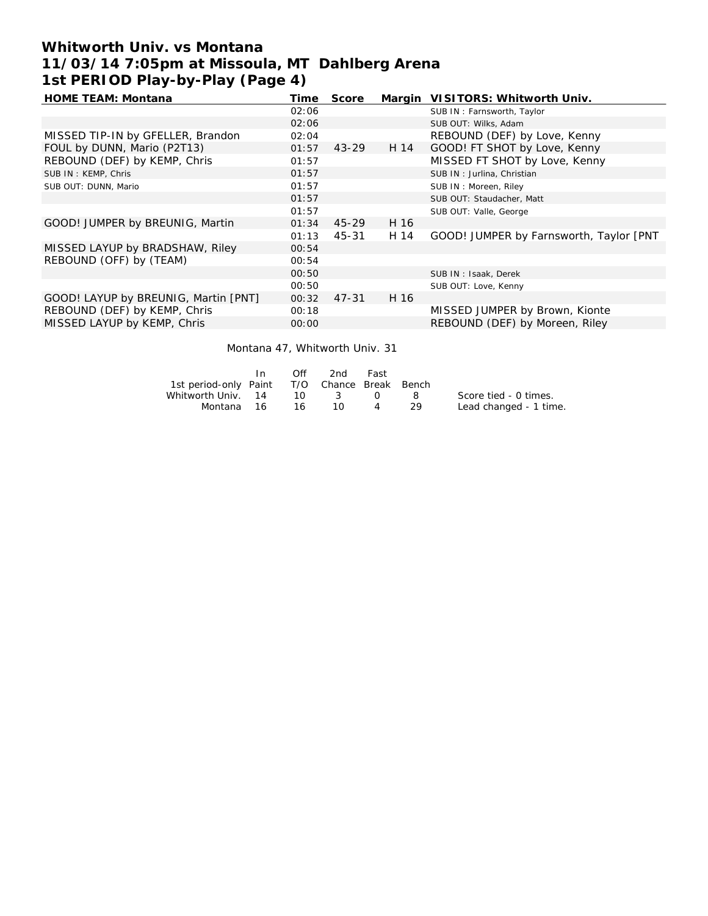# Whitworth Univ. vs Montana
## 11/03/14 7:05pm at Missoula, MT Dahlberg Arena
## 1st PERIOD Play-by-Play (Page 4)

| HOME TEAM: Montana | Time | Score | Margin | VISITORS: Whitworth Univ. |
|---|---|---|---|---|
| | 02:06 | | | SUB IN : Farnsworth, Taylor |
| | 02:06 | | | SUB OUT: Wilks, Adam |
| MISSED TIP-IN by GFELLER, Brandon | 02:04 | | | REBOUND (DEF) by Love, Kenny |
| FOUL by DUNN, Mario (P2T13) | 01:57 | 43-29 | H 14 | GOOD! FT SHOT by Love, Kenny |
| REBOUND (DEF) by KEMP, Chris | 01:57 | | | MISSED FT SHOT by Love, Kenny |
| SUB IN : KEMP, Chris | 01:57 | | | SUB IN : Jurlina, Christian |
| SUB OUT: DUNN, Mario | 01:57 | | | SUB IN : Moreen, Riley |
| | 01:57 | | | SUB OUT: Staudacher, Matt |
| | 01:57 | | | SUB OUT: Valle, George |
| GOOD! JUMPER by BREUNIG, Martin | 01:34 | 45-29 | H 16 | |
| | 01:13 | 45-31 | H 14 | GOOD! JUMPER by Farnsworth, Taylor [PNT |
| MISSED LAYUP by BRADSHAW, Riley | 00:54 | | | |
| REBOUND (OFF) by (TEAM) | 00:54 | | | |
| | 00:50 | | | SUB IN : Isaak, Derek |
| | 00:50 | | | SUB OUT: Love, Kenny |
| GOOD! LAYUP by BREUNIG, Martin [PNT] | 00:32 | 47-31 | H 16 | |
| REBOUND (DEF) by KEMP, Chris | 00:18 | | | MISSED JUMPER by Brown, Kionte |
| MISSED LAYUP by KEMP, Chris | 00:00 | | | REBOUND (DEF) by Moreen, Riley |

Montana 47, Whitworth Univ. 31

| 1st period-only | In Paint | Off T/O | 2nd Chance | Fast Break | Bench |
|---|---|---|---|---|---|
| Whitworth Univ. | 14 | 10 | 3 | 0 | 8 |
| Montana | 16 | 16 | 10 | 4 | 29 |

Score tied - 0 times.
Lead changed - 1 time.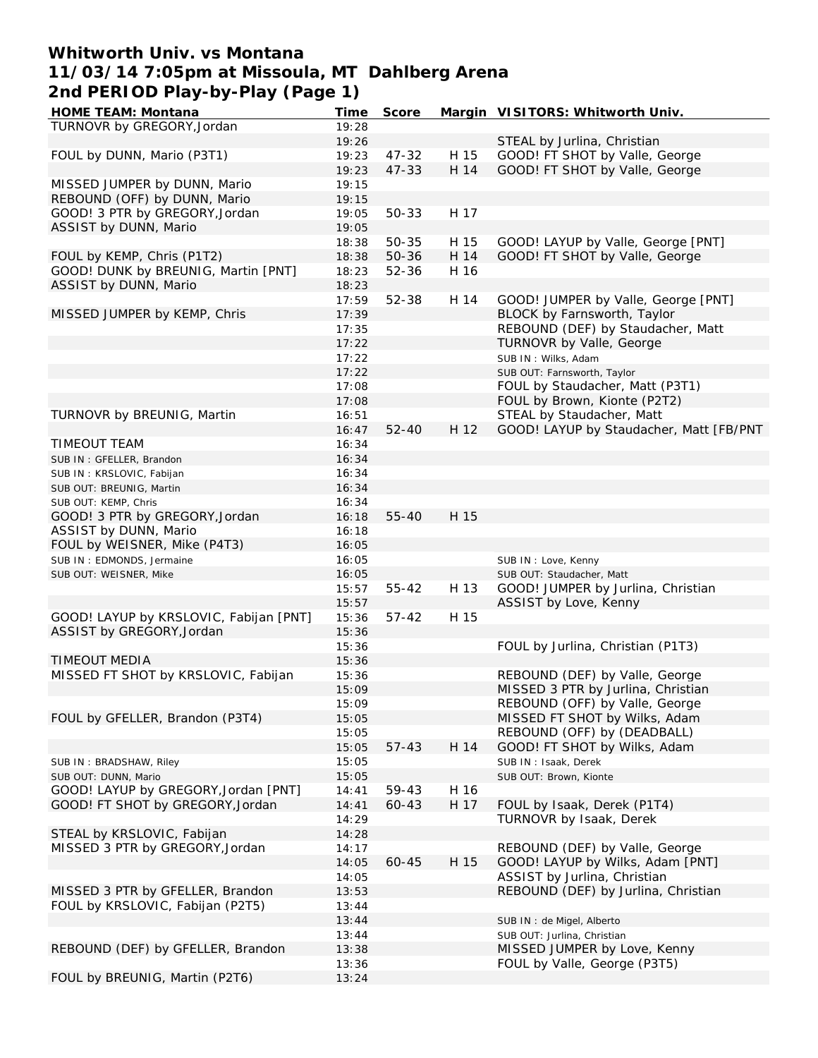# Whitworth Univ. vs Montana
## 11/03/14 7:05pm at Missoula, MT Dahlberg Arena
## 2nd PERIOD Play-by-Play (Page 1)

| HOME TEAM: Montana | Time | Score | Margin | VISITORS: Whitworth Univ. |
|---|---|---|---|---|
| TURNOVR by GREGORY,Jordan | 19:28 | | | |
| | 19:26 | | | STEAL by Jurlina, Christian |
| FOUL by DUNN, Mario (P3T1) | 19:23 | 47-32 | H 15 | GOOD! FT SHOT by Valle, George |
| | 19:23 | 47-33 | H 14 | GOOD! FT SHOT by Valle, George |
| MISSED JUMPER by DUNN, Mario | 19:15 | | | |
| REBOUND (OFF) by DUNN, Mario | 19:15 | | | |
| GOOD! 3 PTR by GREGORY,Jordan | 19:05 | 50-33 | H 17 | |
| ASSIST by DUNN, Mario | 19:05 | | | |
| | 18:38 | 50-35 | H 15 | GOOD! LAYUP by Valle, George [PNT] |
| FOUL by KEMP, Chris (P1T2) | 18:38 | 50-36 | H 14 | GOOD! FT SHOT by Valle, George |
| GOOD! DUNK by BREUNIG, Martin [PNT] | 18:23 | 52-36 | H 16 | |
| ASSIST by DUNN, Mario | 18:23 | | | |
| | 17:59 | 52-38 | H 14 | GOOD! JUMPER by Valle, George [PNT] |
| MISSED JUMPER by KEMP, Chris | 17:39 | | | BLOCK by Farnsworth, Taylor |
| | 17:35 | | | REBOUND (DEF) by Staudacher, Matt |
| | 17:22 | | | TURNOVR by Valle, George |
| | 17:22 | | | SUB IN : Wilks, Adam |
| | 17:22 | | | SUB OUT: Farnsworth, Taylor |
| | 17:08 | | | FOUL by Staudacher, Matt (P3T1) |
| | 17:08 | | | FOUL by Brown, Kionte (P2T2) |
| TURNOVR by BREUNIG, Martin | 16:51 | | | STEAL by Staudacher, Matt |
| | 16:47 | 52-40 | H 12 | GOOD! LAYUP by Staudacher, Matt [FB/PNT |
| TIMEOUT TEAM | 16:34 | | | |
| SUB IN : GFELLER, Brandon | 16:34 | | | |
| SUB IN : KRSLOVIC, Fabijan | 16:34 | | | |
| SUB OUT: BREUNIG, Martin | 16:34 | | | |
| SUB OUT: KEMP, Chris | 16:34 | | | |
| GOOD! 3 PTR by GREGORY,Jordan | 16:18 | 55-40 | H 15 | |
| ASSIST by DUNN, Mario | 16:18 | | | |
| FOUL by WEISNER, Mike (P4T3) | 16:05 | | | |
| SUB IN : EDMONDS, Jermaine | 16:05 | | | SUB IN : Love, Kenny |
| SUB OUT: WEISNER, Mike | 16:05 | | | SUB OUT: Staudacher, Matt |
| | 15:57 | 55-42 | H 13 | GOOD! JUMPER by Jurlina, Christian |
| | 15:57 | | | ASSIST by Love, Kenny |
| GOOD! LAYUP by KRSLOVIC, Fabijan [PNT] | 15:36 | 57-42 | H 15 | |
| ASSIST by GREGORY,Jordan | 15:36 | | | |
| | 15:36 | | | FOUL by Jurlina, Christian (P1T3) |
| TIMEOUT MEDIA | 15:36 | | | |
| MISSED FT SHOT by KRSLOVIC, Fabijan | 15:36 | | | REBOUND (DEF) by Valle, George |
| | 15:09 | | | MISSED 3 PTR by Jurlina, Christian |
| | 15:09 | | | REBOUND (OFF) by Valle, George |
| FOUL by GFELLER, Brandon (P3T4) | 15:05 | | | MISSED FT SHOT by Wilks, Adam |
| | 15:05 | | | REBOUND (OFF) by (DEADBALL) |
| | 15:05 | 57-43 | H 14 | GOOD! FT SHOT by Wilks, Adam |
| SUB IN : BRADSHAW, Riley | 15:05 | | | SUB IN : Isaak, Derek |
| SUB OUT: DUNN, Mario | 15:05 | | | SUB OUT: Brown, Kionte |
| GOOD! LAYUP by GREGORY,Jordan [PNT] | 14:41 | 59-43 | H 16 | |
| GOOD! FT SHOT by GREGORY,Jordan | 14:41 | 60-43 | H 17 | FOUL by Isaak, Derek (P1T4) |
| | 14:29 | | | TURNOVR by Isaak, Derek |
| STEAL by KRSLOVIC, Fabijan | 14:28 | | | |
| MISSED 3 PTR by GREGORY,Jordan | 14:17 | | | REBOUND (DEF) by Valle, George |
| | 14:05 | 60-45 | H 15 | GOOD! LAYUP by Wilks, Adam [PNT] |
| | 14:05 | | | ASSIST by Jurlina, Christian |
| MISSED 3 PTR by GFELLER, Brandon | 13:53 | | | REBOUND (DEF) by Jurlina, Christian |
| FOUL by KRSLOVIC, Fabijan (P2T5) | 13:44 | | | |
| | 13:44 | | | SUB IN : de Migel, Alberto |
| | 13:44 | | | SUB OUT: Jurlina, Christian |
| REBOUND (DEF) by GFELLER, Brandon | 13:38 | | | MISSED JUMPER by Love, Kenny |
| | 13:36 | | | FOUL by Valle, George (P3T5) |
| FOUL by BREUNIG, Martin (P2T6) | 13:24 | | | |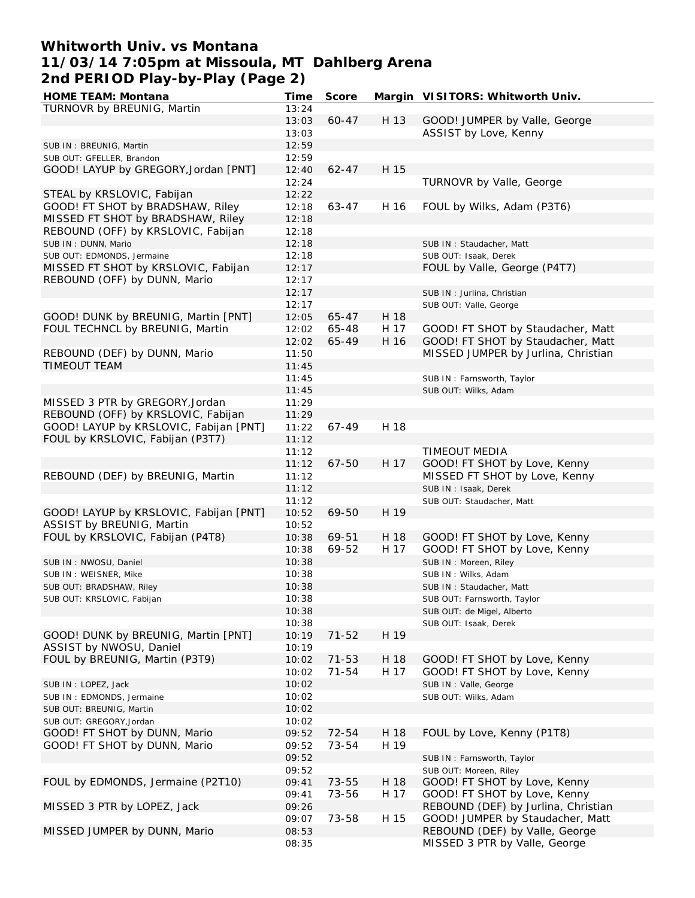# Whitworth Univ. vs Montana
## 11/03/14 7:05pm at Missoula, MT Dahlberg Arena
## 2nd PERIOD Play-by-Play (Page 2)

| HOME TEAM: Montana | Time | Score | Margin | VISITORS: Whitworth Univ. |
|---|---|---|---|---|
| TURNOVR by BREUNIG, Martin | 13:24 | | | |
| | 13:03 | 60-47 | H 13 | GOOD! JUMPER by Valle, George |
| | 13:03 | | | ASSIST by Love, Kenny |
| SUB IN : BREUNIG, Martin | 12:59 | | | |
| SUB OUT: GFELLER, Brandon | 12:59 | | | |
| GOOD! LAYUP by GREGORY,Jordan [PNT] | 12:40 | 62-47 | H 15 | |
| | 12:24 | | | TURNOVR by Valle, George |
| STEAL by KRSLOVIC, Fabijan | 12:22 | | | |
| GOOD! FT SHOT by BRADSHAW, Riley | 12:18 | 63-47 | H 16 | FOUL by Wilks, Adam (P3T6) |
| MISSED FT SHOT by BRADSHAW, Riley | 12:18 | | | |
| REBOUND (OFF) by KRSLOVIC, Fabijan | 12:18 | | | |
| SUB IN : DUNN, Mario | 12:18 | | | SUB IN : Staudacher, Matt |
| SUB OUT: EDMONDS, Jermaine | 12:18 | | | SUB OUT: Isaak, Derek |
| MISSED FT SHOT by KRSLOVIC, Fabijan | 12:17 | | | FOUL by Valle, George (P4T7) |
| REBOUND (OFF) by DUNN, Mario | 12:17 | | | |
| | 12:17 | | | SUB IN : Jurlina, Christian |
| | 12:17 | | | SUB OUT: Valle, George |
| GOOD! DUNK by BREUNIG, Martin [PNT] | 12:05 | 65-47 | H 18 | |
| FOUL TECHNCL by BREUNIG, Martin | 12:02 | 65-48 | H 17 | GOOD! FT SHOT by Staudacher, Matt |
| | 12:02 | 65-49 | H 16 | GOOD! FT SHOT by Staudacher, Matt |
| REBOUND (DEF) by DUNN, Mario | 11:50 | | | MISSED JUMPER by Jurlina, Christian |
| TIMEOUT TEAM | 11:45 | | | |
| | 11:45 | | | SUB IN : Farnsworth, Taylor |
| | 11:45 | | | SUB OUT: Wilks, Adam |
| MISSED 3 PTR by GREGORY,Jordan | 11:29 | | | |
| REBOUND (OFF) by KRSLOVIC, Fabijan | 11:29 | | | |
| GOOD! LAYUP by KRSLOVIC, Fabijan [PNT] | 11:22 | 67-49 | H 18 | |
| FOUL by KRSLOVIC, Fabijan (P3T7) | 11:12 | | | |
| | 11:12 | | | TIMEOUT MEDIA |
| | 11:12 | 67-50 | H 17 | GOOD! FT SHOT by Love, Kenny |
| REBOUND (DEF) by BREUNIG, Martin | 11:12 | | | MISSED FT SHOT by Love, Kenny |
| | 11:12 | | | SUB IN : Isaak, Derek |
| | 11:12 | | | SUB OUT: Staudacher, Matt |
| GOOD! LAYUP by KRSLOVIC, Fabijan [PNT] | 10:52 | 69-50 | H 19 | |
| ASSIST by BREUNIG, Martin | 10:52 | | | |
| FOUL by KRSLOVIC, Fabijan (P4T8) | 10:38 | 69-51 | H 18 | GOOD! FT SHOT by Love, Kenny |
| | 10:38 | 69-52 | H 17 | GOOD! FT SHOT by Love, Kenny |
| SUB IN : NWOSU, Daniel | 10:38 | | | SUB IN : Moreen, Riley |
| SUB IN : WEISNER, Mike | 10:38 | | | SUB IN : Wilks, Adam |
| SUB OUT: BRADSHAW, Riley | 10:38 | | | SUB IN : Staudacher, Matt |
| SUB OUT: KRSLOVIC, Fabijan | 10:38 | | | SUB OUT: Farnsworth, Taylor |
| | 10:38 | | | SUB OUT: de Migel, Alberto |
| | 10:38 | | | SUB OUT: Isaak, Derek |
| GOOD! DUNK by BREUNIG, Martin [PNT] | 10:19 | 71-52 | H 19 | |
| ASSIST by NWOSU, Daniel | 10:19 | | | |
| FOUL by BREUNIG, Martin (P3T9) | 10:02 | 71-53 | H 18 | GOOD! FT SHOT by Love, Kenny |
| | 10:02 | 71-54 | H 17 | GOOD! FT SHOT by Love, Kenny |
| SUB IN : LOPEZ, Jack | 10:02 | | | SUB IN : Valle, George |
| SUB IN : EDMONDS, Jermaine | 10:02 | | | SUB OUT: Wilks, Adam |
| SUB OUT: BREUNIG, Martin | 10:02 | | | |
| SUB OUT: GREGORY,Jordan | 10:02 | | | |
| GOOD! FT SHOT by DUNN, Mario | 09:52 | 72-54 | H 18 | FOUL by Love, Kenny (P1T8) |
| GOOD! FT SHOT by DUNN, Mario | 09:52 | 73-54 | H 19 | |
| | 09:52 | | | SUB IN : Farnsworth, Taylor |
| | 09:52 | | | SUB OUT: Moreen, Riley |
| FOUL by EDMONDS, Jermaine (P2T10) | 09:41 | 73-55 | H 18 | GOOD! FT SHOT by Love, Kenny |
| | 09:41 | 73-56 | H 17 | GOOD! FT SHOT by Love, Kenny |
| MISSED 3 PTR by LOPEZ, Jack | 09:26 | | | REBOUND (DEF) by Jurlina, Christian |
| | 09:07 | 73-58 | H 15 | GOOD! JUMPER by Staudacher, Matt |
| MISSED JUMPER by DUNN, Mario | 08:53 | | | REBOUND (DEF) by Valle, George |
| | 08:35 | | | MISSED 3 PTR by Valle, George |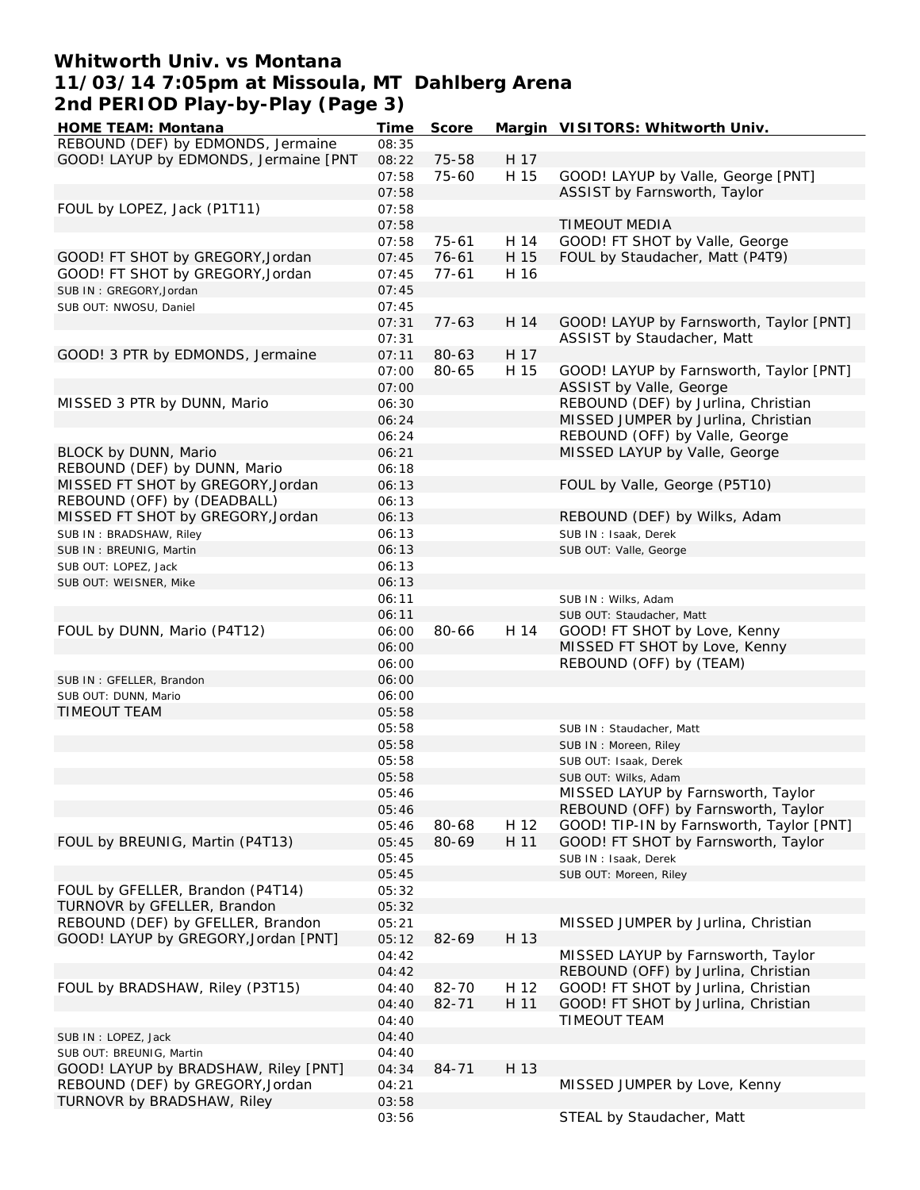# Whitworth Univ. vs Montana
## 11/03/14 7:05pm at Missoula, MT Dahlberg Arena
## 2nd PERIOD Play-by-Play (Page 3)

| HOME TEAM: Montana | Time | Score | Margin | VISITORS: Whitworth Univ. |
|---|---|---|---|---|
| REBOUND (DEF) by EDMONDS, Jermaine | 08:35 | | | |
| GOOD! LAYUP by EDMONDS, Jermaine [PNT | 08:22 | 75-58 | H 17 | |
| | 07:58 | 75-60 | H 15 | GOOD! LAYUP by Valle, George [PNT] |
| | 07:58 | | | ASSIST by Farnsworth, Taylor |
| FOUL by LOPEZ, Jack (P1T11) | 07:58 | | | |
| | 07:58 | | | TIMEOUT MEDIA |
| | 07:58 | 75-61 | H 14 | GOOD! FT SHOT by Valle, George |
| GOOD! FT SHOT by GREGORY,Jordan | 07:45 | 76-61 | H 15 | FOUL by Staudacher, Matt (P4T9) |
| GOOD! FT SHOT by GREGORY,Jordan | 07:45 | 77-61 | H 16 | |
| SUB IN : GREGORY,Jordan | 07:45 | | | |
| SUB OUT: NWOSU, Daniel | 07:45 | | | |
| | 07:31 | 77-63 | H 14 | GOOD! LAYUP by Farnsworth, Taylor [PNT] |
| | 07:31 | | | ASSIST by Staudacher, Matt |
| GOOD! 3 PTR by EDMONDS, Jermaine | 07:11 | 80-63 | H 17 | |
| | 07:00 | 80-65 | H 15 | GOOD! LAYUP by Farnsworth, Taylor [PNT] |
| | 07:00 | | | ASSIST by Valle, George |
| MISSED 3 PTR by DUNN, Mario | 06:30 | | | REBOUND (DEF) by Jurlina, Christian |
| | 06:24 | | | MISSED JUMPER by Jurlina, Christian |
| | 06:24 | | | REBOUND (OFF) by Valle, George |
| BLOCK by DUNN, Mario | 06:21 | | | MISSED LAYUP by Valle, George |
| REBOUND (DEF) by DUNN, Mario | 06:18 | | | |
| MISSED FT SHOT by GREGORY,Jordan | 06:13 | | | FOUL by Valle, George (P5T10) |
| REBOUND (OFF) by (DEADBALL) | 06:13 | | | |
| MISSED FT SHOT by GREGORY,Jordan | 06:13 | | | REBOUND (DEF) by Wilks, Adam |
| SUB IN : BRADSHAW, Riley | 06:13 | | | SUB IN : Isaak, Derek |
| SUB IN : BREUNIG, Martin | 06:13 | | | SUB OUT: Valle, George |
| SUB OUT: LOPEZ, Jack | 06:13 | | | |
| SUB OUT: WEISNER, Mike | 06:13 | | | |
| | 06:11 | | | SUB IN : Wilks, Adam |
| | 06:11 | | | SUB OUT: Staudacher, Matt |
| FOUL by DUNN, Mario (P4T12) | 06:00 | 80-66 | H 14 | GOOD! FT SHOT by Love, Kenny |
| | 06:00 | | | MISSED FT SHOT by Love, Kenny |
| | 06:00 | | | REBOUND (OFF) by (TEAM) |
| SUB IN : GFELLER, Brandon | 06:00 | | | |
| SUB OUT: DUNN, Mario | 06:00 | | | |
| TIMEOUT TEAM | 05:58 | | | |
| | 05:58 | | | SUB IN : Staudacher, Matt |
| | 05:58 | | | SUB IN : Moreen, Riley |
| | 05:58 | | | SUB OUT: Isaak, Derek |
| | 05:58 | | | SUB OUT: Wilks, Adam |
| | 05:46 | | | MISSED LAYUP by Farnsworth, Taylor |
| | 05:46 | | | REBOUND (OFF) by Farnsworth, Taylor |
| | 05:46 | 80-68 | H 12 | GOOD! TIP-IN by Farnsworth, Taylor [PNT] |
| FOUL by BREUNIG, Martin (P4T13) | 05:45 | 80-69 | H 11 | GOOD! FT SHOT by Farnsworth, Taylor |
| | 05:45 | | | SUB IN : Isaak, Derek |
| | 05:45 | | | SUB OUT: Moreen, Riley |
| FOUL by GFELLER, Brandon (P4T14) | 05:32 | | | |
| TURNOVR by GFELLER, Brandon | 05:32 | | | |
| REBOUND (DEF) by GFELLER, Brandon | 05:21 | | | MISSED JUMPER by Jurlina, Christian |
| GOOD! LAYUP by GREGORY,Jordan [PNT] | 05:12 | 82-69 | H 13 | |
| | 04:42 | | | MISSED LAYUP by Farnsworth, Taylor |
| | 04:42 | | | REBOUND (OFF) by Jurlina, Christian |
| FOUL by BRADSHAW, Riley (P3T15) | 04:40 | 82-70 | H 12 | GOOD! FT SHOT by Jurlina, Christian |
| | 04:40 | 82-71 | H 11 | GOOD! FT SHOT by Jurlina, Christian |
| | 04:40 | | | TIMEOUT TEAM |
| SUB IN : LOPEZ, Jack | 04:40 | | | |
| SUB OUT: BREUNIG, Martin | 04:40 | | | |
| GOOD! LAYUP by BRADSHAW, Riley [PNT] | 04:34 | 84-71 | H 13 | |
| REBOUND (DEF) by GREGORY,Jordan | 04:21 | | | MISSED JUMPER by Love, Kenny |
| TURNOVR by BRADSHAW, Riley | 03:58 | | | |
| | 03:56 | | | STEAL by Staudacher, Matt |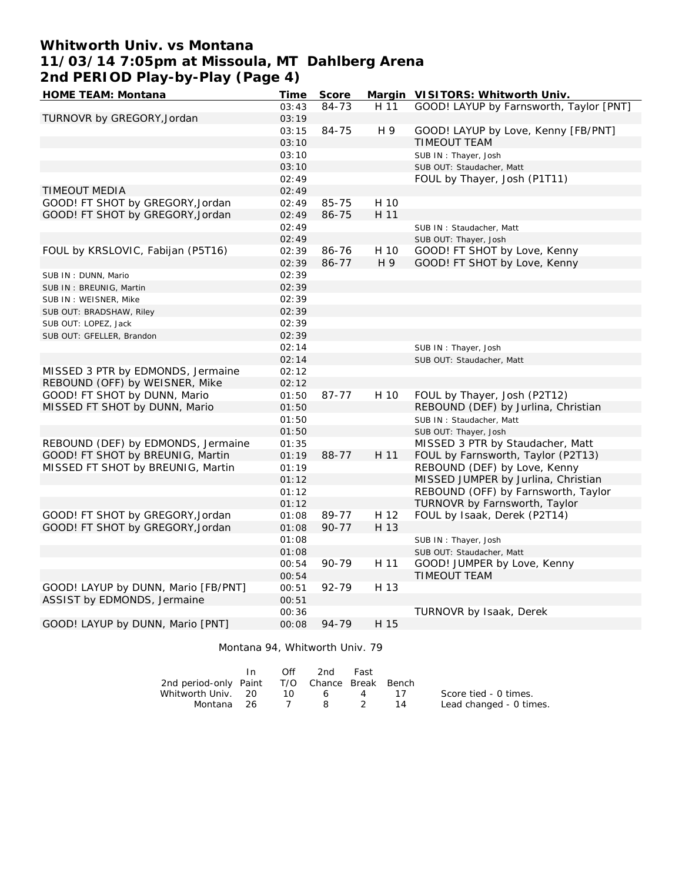# Whitworth Univ. vs Montana
## 11/03/14 7:05pm at Missoula, MT Dahlberg Arena
## 2nd PERIOD Play-by-Play (Page 4)

| HOME TEAM: Montana | Time | Score | Margin | VISITORS: Whitworth Univ. |
|---|---|---|---|---|
| | 03:43 | 84-73 | H 11 | GOOD! LAYUP by Farnsworth, Taylor [PNT] |
| TURNOVR by GREGORY,Jordan | 03:19 | | | |
| | 03:15 | 84-75 | H 9 | GOOD! LAYUP by Love, Kenny [FB/PNT] |
| | 03:10 | | | TIMEOUT TEAM |
| | 03:10 | | | SUB IN : Thayer, Josh |
| | 03:10 | | | SUB OUT: Staudacher, Matt |
| | 02:49 | | | FOUL by Thayer, Josh (P1T11) |
| TIMEOUT MEDIA | 02:49 | | | |
| GOOD! FT SHOT by GREGORY,Jordan | 02:49 | 85-75 | H 10 | |
| GOOD! FT SHOT by GREGORY,Jordan | 02:49 | 86-75 | H 11 | |
| | 02:49 | | | SUB IN : Staudacher, Matt |
| | 02:49 | | | SUB OUT: Thayer, Josh |
| FOUL by KRSLOVIC, Fabijan (P5T16) | 02:39 | 86-76 | H 10 | GOOD! FT SHOT by Love, Kenny |
| | 02:39 | 86-77 | H 9 | GOOD! FT SHOT by Love, Kenny |
| SUB IN : DUNN, Mario | 02:39 | | | |
| SUB IN : BREUNIG, Martin | 02:39 | | | |
| SUB IN : WEISNER, Mike | 02:39 | | | |
| SUB OUT: BRADSHAW, Riley | 02:39 | | | |
| SUB OUT: LOPEZ, Jack | 02:39 | | | |
| SUB OUT: GFELLER, Brandon | 02:39 | | | |
| | 02:14 | | | SUB IN : Thayer, Josh |
| | 02:14 | | | SUB OUT: Staudacher, Matt |
| MISSED 3 PTR by EDMONDS, Jermaine | 02:12 | | | |
| REBOUND (OFF) by WEISNER, Mike | 02:12 | | | |
| GOOD! FT SHOT by DUNN, Mario | 01:50 | 87-77 | H 10 | FOUL by Thayer, Josh (P2T12) |
| MISSED FT SHOT by DUNN, Mario | 01:50 | | | REBOUND (DEF) by Jurlina, Christian |
| | 01:50 | | | SUB IN : Staudacher, Matt |
| | 01:50 | | | SUB OUT: Thayer, Josh |
| REBOUND (DEF) by EDMONDS, Jermaine | 01:35 | | | MISSED 3 PTR by Staudacher, Matt |
| GOOD! FT SHOT by BREUNIG, Martin | 01:19 | 88-77 | H 11 | FOUL by Farnsworth, Taylor (P2T13) |
| MISSED FT SHOT by BREUNIG, Martin | 01:19 | | | REBOUND (DEF) by Love, Kenny |
| | 01:12 | | | MISSED JUMPER by Jurlina, Christian |
| | 01:12 | | | REBOUND (OFF) by Farnsworth, Taylor |
| | 01:12 | | | TURNOVR by Farnsworth, Taylor |
| GOOD! FT SHOT by GREGORY,Jordan | 01:08 | 89-77 | H 12 | FOUL by Isaak, Derek (P2T14) |
| GOOD! FT SHOT by GREGORY,Jordan | 01:08 | 90-77 | H 13 | |
| | 01:08 | | | SUB IN : Thayer, Josh |
| | 01:08 | | | SUB OUT: Staudacher, Matt |
| | 00:54 | 90-79 | H 11 | GOOD! JUMPER by Love, Kenny |
| | 00:54 | | | TIMEOUT TEAM |
| GOOD! LAYUP by DUNN, Mario [FB/PNT] | 00:51 | 92-79 | H 13 | |
| ASSIST by EDMONDS, Jermaine | 00:51 | | | |
| | 00:36 | | | TURNOVR by Isaak, Derek |
| GOOD! LAYUP by DUNN, Mario [PNT] | 00:08 | 94-79 | H 15 | |

Montana 94, Whitworth Univ. 79

| 2nd period-only | In Paint | Off T/O | 2nd Chance | Fast Break | Bench |
|---|---|---|---|---|---|
| Whitworth Univ. | 20 | 10 | 6 | 4 | 17 |
| Montana | 26 | 7 | 8 | 2 | 14 |

Score tied - 0 times.
Lead changed - 0 times.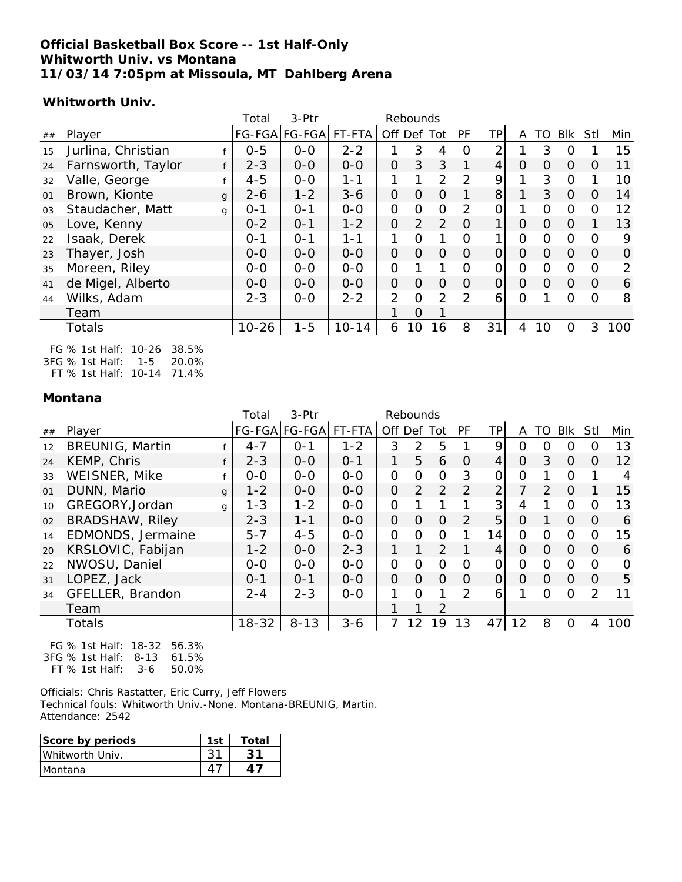**Official Basketball Box Score -- 1st Half-Only**
**Whitworth Univ. vs Montana**
**11/03/14 7:05pm at Missoula, MT Dahlberg Arena**

**Whitworth Univ.**

| ## | Player | | Total FG-FGA | 3-Ptr FG-FGA | FT-FTA | Rebounds Off | Def | Tot | PF | TP | A | TO | Blk | Stl | Min |
|---|---|---|---|---|---|---|---|---|---|---|---|---|---|---|---|
| 15 | Jurlina, Christian | f | 0-5 | 0-0 | 2-2 | 1 | 3 | 4 | 0 | 2 | 1 | 3 | 0 | 1 | 15 |
| 24 | Farnsworth, Taylor | f | 2-3 | 0-0 | 0-0 | 0 | 3 | 3 | 1 | 4 | 0 | 0 | 0 | 0 | 11 |
| 32 | Valle, George | f | 4-5 | 0-0 | 1-1 | 1 | 1 | 2 | 2 | 9 | 1 | 3 | 0 | 1 | 10 |
| 01 | Brown, Kionte | g | 2-6 | 1-2 | 3-6 | 0 | 0 | 0 | 1 | 8 | 1 | 3 | 0 | 0 | 14 |
| 03 | Staudacher, Matt | g | 0-1 | 0-1 | 0-0 | 0 | 0 | 0 | 2 | 0 | 1 | 0 | 0 | 0 | 12 |
| 05 | Love, Kenny | | 0-2 | 0-1 | 1-2 | 0 | 2 | 2 | 0 | 1 | 0 | 0 | 0 | 1 | 13 |
| 22 | Isaak, Derek | | 0-1 | 0-1 | 1-1 | 1 | 0 | 1 | 0 | 1 | 0 | 0 | 0 | 0 | 9 |
| 23 | Thayer, Josh | | 0-0 | 0-0 | 0-0 | 0 | 0 | 0 | 0 | 0 | 0 | 0 | 0 | 0 | 0 |
| 35 | Moreen, Riley | | 0-0 | 0-0 | 0-0 | 0 | 1 | 1 | 0 | 0 | 0 | 0 | 0 | 0 | 2 |
| 41 | de Migel, Alberto | | 0-0 | 0-0 | 0-0 | 0 | 0 | 0 | 0 | 0 | 0 | 0 | 0 | 0 | 6 |
| 44 | Wilks, Adam | | 2-3 | 0-0 | 2-2 | 2 | 0 | 2 | 2 | 6 | 0 | 1 | 0 | 0 | 8 |
| | Team | | | | | 1 | 0 | 1 | | | | | | | |
| | Totals | | 10-26 | 1-5 | 10-14 | 6 | 10 | 16 | 8 | 31 | 4 | 10 | 0 | 3 | 100 |

FG % 1st Half: 10-26 38.5%
3FG % 1st Half: 1-5 20.0%
FT % 1st Half: 10-14 71.4%

**Montana**

| ## | Player | | Total FG-FGA | 3-Ptr FG-FGA | FT-FTA | Rebounds Off | Def | Tot | PF | TP | A | TO | Blk | Stl | Min |
|---|---|---|---|---|---|---|---|---|---|---|---|---|---|---|---|
| 12 | BREUNIG, Martin | f | 4-7 | 0-1 | 1-2 | 3 | 2 | 5 | 1 | 9 | 0 | 0 | 0 | 0 | 13 |
| 24 | KEMP, Chris | f | 2-3 | 0-0 | 0-1 | 1 | 5 | 6 | 0 | 4 | 0 | 3 | 0 | 0 | 12 |
| 33 | WEISNER, Mike | f | 0-0 | 0-0 | 0-0 | 0 | 0 | 0 | 3 | 0 | 0 | 1 | 0 | 1 | 4 |
| 01 | DUNN, Mario | g | 1-2 | 0-0 | 0-0 | 0 | 2 | 2 | 2 | 2 | 7 | 2 | 0 | 1 | 15 |
| 10 | GREGORY,Jordan | g | 1-3 | 1-2 | 0-0 | 0 | 1 | 1 | 1 | 3 | 4 | 1 | 0 | 0 | 13 |
| 02 | BRADSHAW, Riley | | 2-3 | 1-1 | 0-0 | 0 | 0 | 0 | 2 | 5 | 0 | 1 | 0 | 0 | 6 |
| 14 | EDMONDS, Jermaine | | 5-7 | 4-5 | 0-0 | 0 | 0 | 0 | 1 | 14 | 0 | 0 | 0 | 0 | 15 |
| 20 | KRSLOVIC, Fabijan | | 1-2 | 0-0 | 2-3 | 1 | 1 | 2 | 1 | 4 | 0 | 0 | 0 | 0 | 6 |
| 22 | NWOSU, Daniel | | 0-0 | 0-0 | 0-0 | 0 | 0 | 0 | 0 | 0 | 0 | 0 | 0 | 0 | 0 |
| 31 | LOPEZ, Jack | | 0-1 | 0-1 | 0-0 | 0 | 0 | 0 | 0 | 0 | 0 | 0 | 0 | 0 | 5 |
| 34 | GFELLER, Brandon | | 2-4 | 2-3 | 0-0 | 1 | 0 | 1 | 2 | 6 | 1 | 0 | 0 | 2 | 11 |
| | Team | | | | | 1 | 1 | 2 | | | | | | | |
| | Totals | | 18-32 | 8-13 | 3-6 | 7 | 12 | 19 | 13 | 47 | 12 | 8 | 0 | 4 | 100 |

FG % 1st Half: 18-32 56.3%
3FG % 1st Half: 8-13 61.5%
FT % 1st Half: 3-6 50.0%

Officials: Chris Rastatter, Eric Curry, Jeff Flowers
Technical fouls: Whitworth Univ.-None. Montana-BREUNIG, Martin.
Attendance: 2542

| Score by periods | 1st | Total |
|---|---|---|
| Whitworth Univ. | 31 | **31** |
| Montana | 47 | **47** |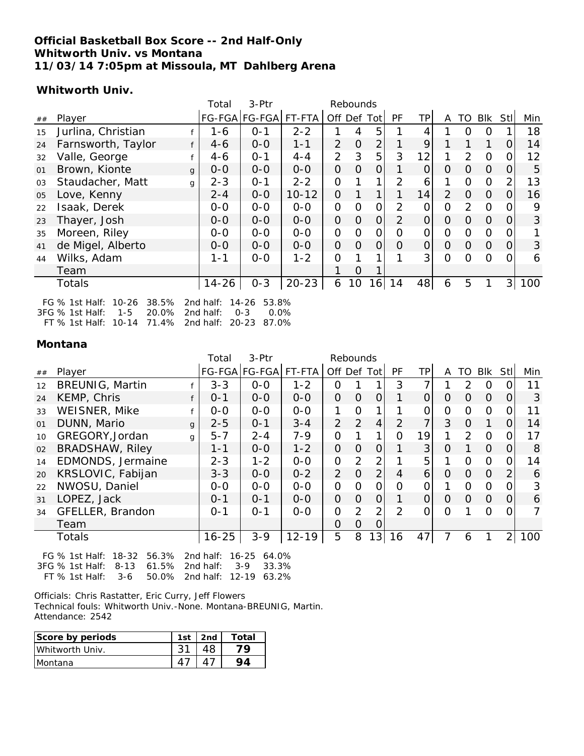**Official Basketball Box Score -- 2nd Half-Only**
**Whitworth Univ. vs Montana**
**11/03/14 7:05pm at Missoula, MT Dahlberg Arena**

**Whitworth Univ.**

| ## | Player | | Total FG-FGA | 3-Ptr FG-FGA | FT-FTA | Rebounds Off | Def | Tot | PF | TP | A | TO | Blk | Stl | Min |
|---|---|---|---|---|---|---|---|---|---|---|---|---|---|---|---|
| 15 | Jurlina, Christian | f | 1-6 | 0-1 | 2-2 | 1 | 4 | 5 | 1 | 4 | 1 | 0 | 0 | 1 | 18 |
| 24 | Farnsworth, Taylor | f | 4-6 | 0-0 | 1-1 | 2 | 0 | 2 | 1 | 9 | 1 | 1 | 1 | 0 | 14 |
| 32 | Valle, George | f | 4-6 | 0-1 | 4-4 | 2 | 3 | 5 | 3 | 12 | 1 | 2 | 0 | 0 | 12 |
| 01 | Brown, Kionte | g | 0-0 | 0-0 | 0-0 | 0 | 0 | 0 | 1 | 0 | 0 | 0 | 0 | 0 | 5 |
| 03 | Staudacher, Matt | g | 2-3 | 0-1 | 2-2 | 0 | 1 | 1 | 2 | 6 | 1 | 0 | 0 | 2 | 13 |
| 05 | Love, Kenny | | 2-4 | 0-0 | 10-12 | 0 | 1 | 1 | 1 | 14 | 2 | 0 | 0 | 0 | 16 |
| 22 | Isaak, Derek | | 0-0 | 0-0 | 0-0 | 0 | 0 | 0 | 2 | 0 | 0 | 2 | 0 | 0 | 9 |
| 23 | Thayer, Josh | | 0-0 | 0-0 | 0-0 | 0 | 0 | 0 | 2 | 0 | 0 | 0 | 0 | 0 | 3 |
| 35 | Moreen, Riley | | 0-0 | 0-0 | 0-0 | 0 | 0 | 0 | 0 | 0 | 0 | 0 | 0 | 0 | 1 |
| 41 | de Migel, Alberto | | 0-0 | 0-0 | 0-0 | 0 | 0 | 0 | 0 | 0 | 0 | 0 | 0 | 0 | 3 |
| 44 | Wilks, Adam | | 1-1 | 0-0 | 1-2 | 0 | 1 | 1 | 1 | 3 | 0 | 0 | 0 | 0 | 6 |
| | Team | | | | | 1 | 0 | 1 | | | | | | | |
| | Totals | | 14-26 | 0-3 | 20-23 | 6 | 10 | 16 | 14 | 48 | 6 | 5 | 1 | 3 | 100 |

FG % 1st Half: 10-26 38.5% 2nd half: 14-26 53.8%
3FG % 1st Half: 1-5 20.0% 2nd half: 0-3 0.0%
FT % 1st Half: 10-14 71.4% 2nd half: 20-23 87.0%

**Montana**

| ## | Player | | Total FG-FGA | 3-Ptr FG-FGA | FT-FTA | Rebounds Off | Def | Tot | PF | TP | A | TO | Blk | Stl | Min |
|---|---|---|---|---|---|---|---|---|---|---|---|---|---|---|---|
| 12 | BREUNIG, Martin | f | 3-3 | 0-0 | 1-2 | 0 | 1 | 1 | 3 | 7 | 1 | 2 | 0 | 0 | 11 |
| 24 | KEMP, Chris | f | 0-1 | 0-0 | 0-0 | 0 | 0 | 0 | 1 | 0 | 0 | 0 | 0 | 0 | 3 |
| 33 | WEISNER, Mike | f | 0-0 | 0-0 | 0-0 | 1 | 0 | 1 | 1 | 0 | 0 | 0 | 0 | 0 | 11 |
| 01 | DUNN, Mario | g | 2-5 | 0-1 | 3-4 | 2 | 2 | 4 | 2 | 7 | 3 | 0 | 1 | 0 | 14 |
| 10 | GREGORY,Jordan | g | 5-7 | 2-4 | 7-9 | 0 | 1 | 1 | 0 | 19 | 1 | 2 | 0 | 0 | 17 |
| 02 | BRADSHAW, Riley | | 1-1 | 0-0 | 1-2 | 0 | 0 | 0 | 1 | 3 | 0 | 1 | 0 | 0 | 8 |
| 14 | EDMONDS, Jermaine | | 2-3 | 1-2 | 0-0 | 0 | 2 | 2 | 1 | 5 | 1 | 0 | 0 | 0 | 14 |
| 20 | KRSLOVIC, Fabijan | | 3-3 | 0-0 | 0-2 | 2 | 0 | 2 | 4 | 6 | 0 | 0 | 0 | 2 | 6 |
| 22 | NWOSU, Daniel | | 0-0 | 0-0 | 0-0 | 0 | 0 | 0 | 0 | 0 | 1 | 0 | 0 | 0 | 3 |
| 31 | LOPEZ, Jack | | 0-1 | 0-1 | 0-0 | 0 | 0 | 0 | 1 | 0 | 0 | 0 | 0 | 0 | 6 |
| 34 | GFELLER, Brandon | | 0-1 | 0-1 | 0-0 | 0 | 2 | 2 | 2 | 0 | 0 | 1 | 0 | 0 | 7 |
| | Team | | | | | 0 | 0 | 0 | | | | | | | |
| | Totals | | 16-25 | 3-9 | 12-19 | 5 | 8 | 13 | 16 | 47 | 7 | 6 | 1 | 2 | 100 |

FG % 1st Half: 18-32 56.3% 2nd half: 16-25 64.0%
3FG % 1st Half: 8-13 61.5% 2nd half: 3-9 33.3%
FT % 1st Half: 3-6 50.0% 2nd half: 12-19 63.2%

Officials: Chris Rastatter, Eric Curry, Jeff Flowers
Technical fouls: Whitworth Univ.-None. Montana-BREUNIG, Martin.
Attendance: 2542

| Score by periods | 1st | 2nd | Total |
|---|---|---|---|
| Whitworth Univ. | 31 | 48 | **79** |
| Montana | 47 | 47 | **94** |